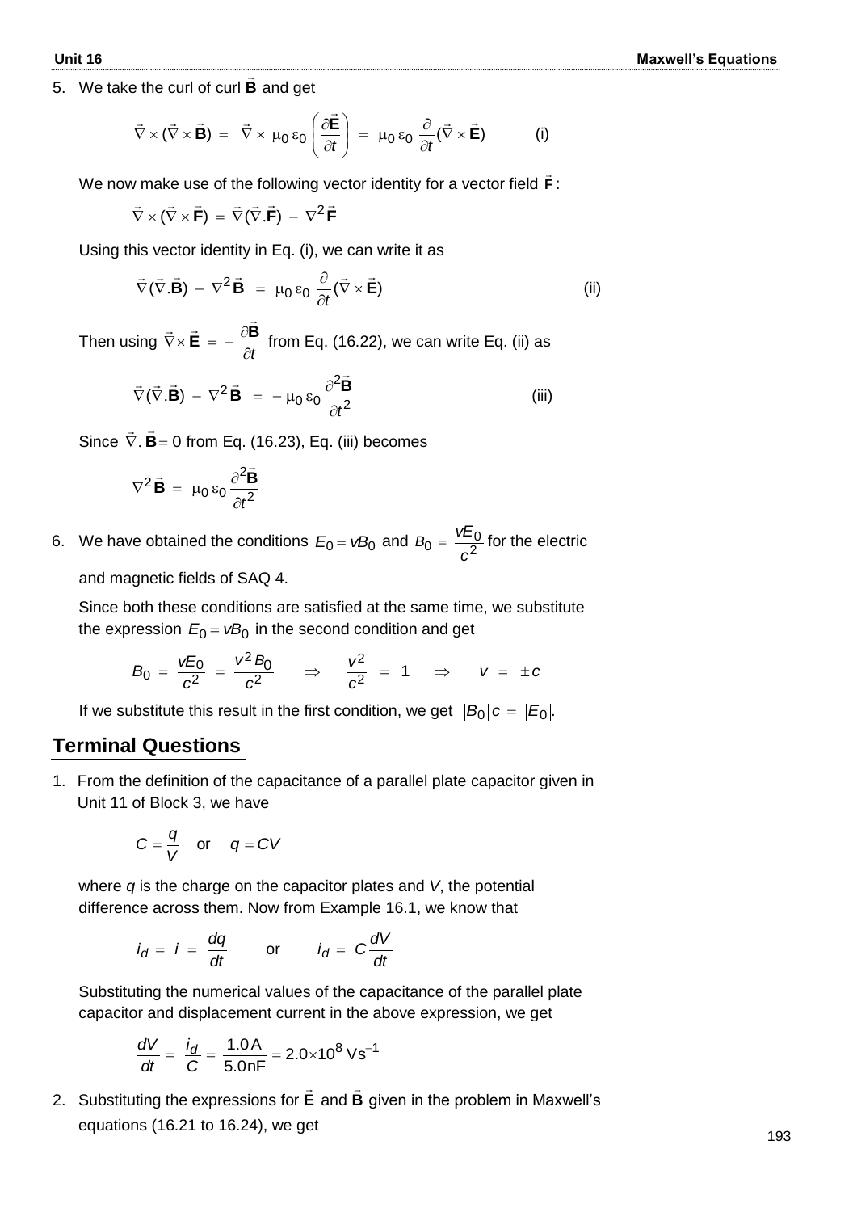5. We take the curl of curl $\vec{\mathbf{B}}$ and get

$$\vec{\nabla} \times (\vec{\nabla} \times \vec{\mathbf{B}}) = \vec{\nabla} \times \mu_0 \varepsilon_0 \left( \frac{\partial \vec{\mathbf{E}}}{\partial t} \right) = \mu_0 \varepsilon_0 \frac{\partial}{\partial t} (\vec{\nabla} \times \vec{\mathbf{E}}) \qquad \text{(i)}$$

We now make use of the following vector identity for a vector field $\vec{\mathbf{F}}$:

$$\vec{\nabla} \times (\vec{\nabla} \times \vec{\mathbf{F}}) = \vec{\nabla}(\vec{\nabla} . \vec{\mathbf{F}}) - \nabla^2 \vec{\mathbf{F}}$$

Using this vector identity in Eq. (i), we can write it as

$$\vec{\nabla}(\vec{\nabla} . \vec{\mathbf{B}}) - \nabla^2 \vec{\mathbf{B}} = \mu_0 \varepsilon_0 \frac{\partial}{\partial t} (\vec{\nabla} \times \vec{\mathbf{E}}) \qquad \text{(ii)}$$

Then using $\vec{\nabla} \times \vec{\mathbf{E}} = -\frac{\partial \vec{\mathbf{B}}}{\partial t}$ from Eq. (16.22), we can write Eq. (ii) as

$$\vec{\nabla}(\vec{\nabla} . \vec{\mathbf{B}}) - \nabla^2 \vec{\mathbf{B}} = -\mu_0 \varepsilon_0 \frac{\partial^2 \vec{\mathbf{B}}}{\partial t^2} \qquad \text{(iii)}$$

Since $\vec{\nabla} . \vec{\mathbf{B}} = 0$ from Eq. (16.23), Eq. (iii) becomes

$$\nabla^2 \vec{\mathbf{B}} = \mu_0 \varepsilon_0 \frac{\partial^2 \vec{\mathbf{B}}}{\partial t^2}$$

6. We have obtained the conditions $E_0 = vB_0$ and $B_0 = \frac{vE_0}{c^2}$ for the electric and magnetic fields of SAQ 4.

Since both these conditions are satisfied at the same time, we substitute the expression $E_0 = vB_0$ in the second condition and get

$$B_0 = \frac{vE_0}{c^2} = \frac{v^2 B_0}{c^2} \quad \Rightarrow \quad \frac{v^2}{c^2} = 1 \quad \Rightarrow \quad v = \pm c$$

If we substitute this result in the first condition, we get $|B_0| c = |E_0|$.

## Terminal Questions

1. From the definition of the capacitance of a parallel plate capacitor given in Unit 11 of Block 3, we have

$$C = \frac{q}{V} \quad \text{or} \quad q = CV$$

where $q$ is the charge on the capacitor plates and $V$, the potential difference across them. Now from Example 16.1, we know that

$$i_d = i = \frac{dq}{dt} \qquad \text{or} \qquad i_d = C\frac{dV}{dt}$$

Substituting the numerical values of the capacitance of the parallel plate capacitor and displacement current in the above expression, we get

$$\frac{dV}{dt} = \frac{i_d}{C} = \frac{1.0\,\text{A}}{5.0\,\text{nF}} = 2.0 \times 10^8\,\text{V}\text{s}^{-1}$$

2. Substituting the expressions for $\vec{\mathbf{E}}$ and $\vec{\mathbf{B}}$ given in the problem in Maxwell's equations (16.21 to 16.24), we get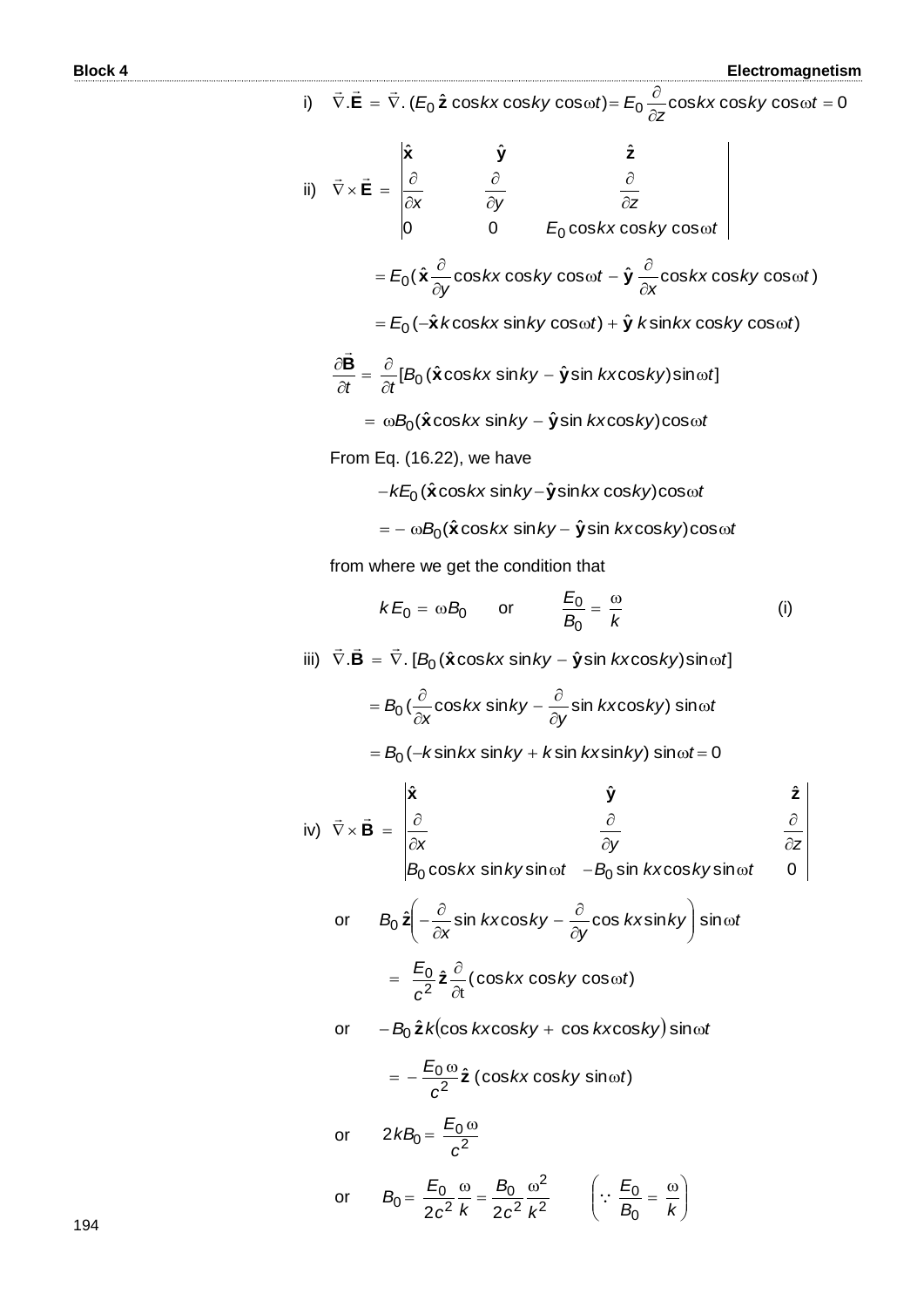i) $\vec{\nabla}.\vec{\mathbf{E}} = \vec{\nabla}.(E_0\,\hat{\mathbf{z}}\cos kx\cos ky\cos\omega t) = E_0\dfrac{\partial}{\partial z}\cos kx\cos ky\cos\omega t = 0$

ii)
$$\vec{\nabla}\times\vec{\mathbf{E}} = \begin{vmatrix} \hat{\mathbf{x}} & \hat{\mathbf{y}} & \hat{\mathbf{z}} \\ \dfrac{\partial}{\partial x} & \dfrac{\partial}{\partial y} & \dfrac{\partial}{\partial z} \\ 0 & 0 & E_0\cos kx\cos ky\cos\omega t \end{vmatrix}$$

$$= E_0\left(\hat{\mathbf{x}}\frac{\partial}{\partial y}\cos kx\cos ky\cos\omega t - \hat{\mathbf{y}}\frac{\partial}{\partial x}\cos kx\cos ky\cos\omega t\right)$$

$$= E_0\,(-\hat{\mathbf{x}}k\cos kx\sin ky\cos\omega t) + \hat{\mathbf{y}}\,k\sin kx\cos ky\cos\omega t)$$

$$\frac{\partial\vec{\mathbf{B}}}{\partial t} = \frac{\partial}{\partial t}[B_0(\hat{\mathbf{x}}\cos kx\sin ky - \hat{\mathbf{y}}\sin kx\cos ky)\sin\omega t]$$

$$= \omega B_0(\hat{\mathbf{x}}\cos kx\sin ky - \hat{\mathbf{y}}\sin kx\cos ky)\cos\omega t$$

From Eq. (16.22), we have

$$-kE_0(\hat{\mathbf{x}}\cos kx\sin ky - \hat{\mathbf{y}}\sin kx\cos ky)\cos\omega t$$

$$= -\omega B_0(\hat{\mathbf{x}}\cos kx\sin ky - \hat{\mathbf{y}}\sin kx\cos ky)\cos\omega t$$

from where we get the condition that

$$kE_0 = \omega B_0 \quad \text{or} \quad \frac{E_0}{B_0} = \frac{\omega}{k} \qquad \text{(i)}$$

iii) $\vec{\nabla}.\vec{\mathbf{B}} = \vec{\nabla}.[B_0(\hat{\mathbf{x}}\cos kx\sin ky - \hat{\mathbf{y}}\sin kx\cos ky)\sin\omega t]$

$$= B_0\left(\frac{\partial}{\partial x}\cos kx\sin ky - \frac{\partial}{\partial y}\sin kx\cos ky\right)\sin\omega t$$

$$= B_0(-k\sin kx\sin ky + k\sin kx\sin ky)\sin\omega t = 0$$

iv)
$$\vec{\nabla}\times\vec{\mathbf{B}} = \begin{vmatrix} \hat{\mathbf{x}} & \hat{\mathbf{y}} & \hat{\mathbf{z}} \\ \dfrac{\partial}{\partial x} & \dfrac{\partial}{\partial y} & \dfrac{\partial}{\partial z} \\ B_0\cos kx\sin ky\sin\omega t & -B_0\sin kx\cos ky\sin\omega t & 0 \end{vmatrix}$$

or $\quad B_0\,\hat{\mathbf{z}}\left(-\dfrac{\partial}{\partial x}\sin kx\cos ky - \dfrac{\partial}{\partial y}\cos kx\sin ky\right)\sin\omega t$

$$= \frac{E_0}{c^2}\hat{\mathbf{z}}\frac{\partial}{\partial t}(\cos kx\cos ky\cos\omega t)$$

or $\quad -B_0\,\hat{\mathbf{z}}k(\cos kx\cos ky + \cos kx\cos ky)\sin\omega t$

$$= -\frac{E_0\,\omega}{c^2}\hat{\mathbf{z}}\,(\cos kx\cos ky\sin\omega t)$$

or $\quad 2kB_0 = \dfrac{E_0\,\omega}{c^2}$

or $\quad B_0 = \dfrac{E_0}{2c^2}\dfrac{\omega}{k} = \dfrac{B_0}{2c^2}\dfrac{\omega^2}{k^2} \qquad \left(\because \dfrac{E_0}{B_0} = \dfrac{\omega}{k}\right)$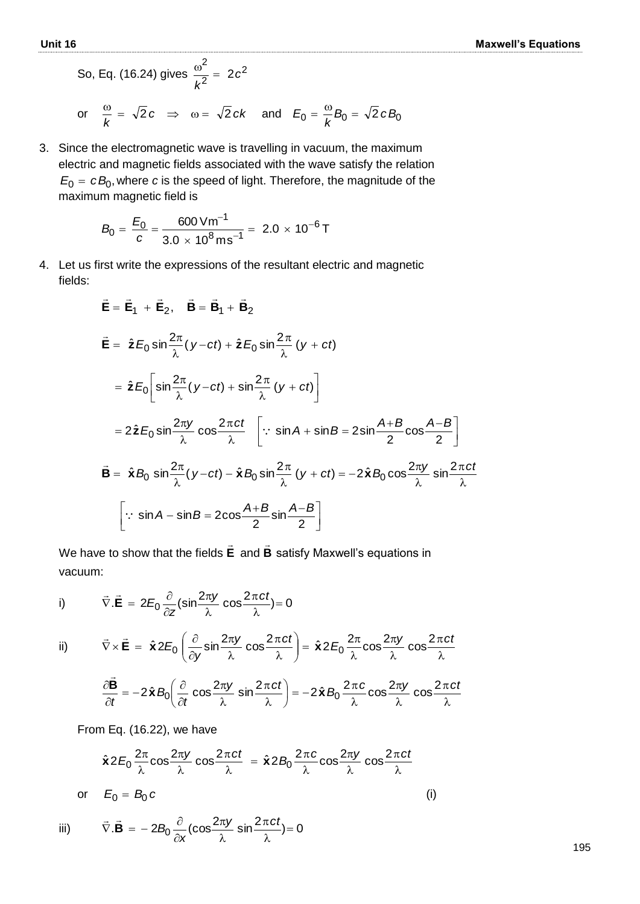So, Eq. (16.24) gives $\dfrac{\omega^2}{k^2} = 2c^2$

or $\quad \dfrac{\omega}{k} = \sqrt{2}c \quad \Rightarrow \quad \omega = \sqrt{2}ck \quad$ and $\quad E_0 = \dfrac{\omega}{k} B_0 = \sqrt{2}\, c B_0$

3. Since the electromagnetic wave is travelling in vacuum, the maximum electric and magnetic fields associated with the wave satisfy the relation $E_0 = cB_0$, where $c$ is the speed of light. Therefore, the magnitude of the maximum magnetic field is

$$B_0 = \frac{E_0}{c} = \frac{600\,\text{Vm}^{-1}}{3.0 \times 10^8\,\text{ms}^{-1}} = 2.0 \times 10^{-6}\,\text{T}$$

4. Let us first write the expressions of the resultant electric and magnetic fields:

$$\vec{\mathbf{E}} = \vec{\mathbf{E}}_1 + \vec{\mathbf{E}}_2, \quad \vec{\mathbf{B}} = \vec{\mathbf{B}}_1 + \vec{\mathbf{B}}_2$$

$$\vec{\mathbf{E}} = \hat{\mathbf{z}} E_0 \sin\frac{2\pi}{\lambda}(y - ct) + \hat{\mathbf{z}} E_0 \sin\frac{2\pi}{\lambda}(y + ct)$$

$$= \hat{\mathbf{z}} E_0 \left[\sin\frac{2\pi}{\lambda}(y - ct) + \sin\frac{2\pi}{\lambda}(y + ct)\right]$$

$$= 2\hat{\mathbf{z}} E_0 \sin\frac{2\pi y}{\lambda} \cos\frac{2\pi ct}{\lambda} \quad \left[\because \sin A + \sin B = 2\sin\frac{A+B}{2}\cos\frac{A-B}{2}\right]$$

$$\vec{\mathbf{B}} = \hat{\mathbf{x}} B_0 \sin\frac{2\pi}{\lambda}(y - ct) - \hat{\mathbf{x}} B_0 \sin\frac{2\pi}{\lambda}(y + ct) = -2\hat{\mathbf{x}} B_0 \cos\frac{2\pi y}{\lambda} \sin\frac{2\pi ct}{\lambda}$$

$$\left[\because \sin A - \sin B = 2\cos\frac{A+B}{2}\sin\frac{A-B}{2}\right]$$

We have to show that the fields $\vec{\mathbf{E}}$ and $\vec{\mathbf{B}}$ satisfy Maxwell's equations in vacuum:

i) $$\vec{\nabla} . \vec{\mathbf{E}} = 2E_0 \frac{\partial}{\partial z}\left(\sin\frac{2\pi y}{\lambda} \cos\frac{2\pi ct}{\lambda}\right) = 0$$

ii) $$\vec{\nabla} \times \vec{\mathbf{E}} = \hat{\mathbf{x}} 2E_0 \left(\frac{\partial}{\partial y}\sin\frac{2\pi y}{\lambda}\cos\frac{2\pi ct}{\lambda}\right) = \hat{\mathbf{x}} 2E_0 \frac{2\pi}{\lambda}\cos\frac{2\pi y}{\lambda}\cos\frac{2\pi ct}{\lambda}$$

$$\frac{\partial \vec{\mathbf{B}}}{\partial t} = -2\hat{\mathbf{x}} B_0 \left(\frac{\partial}{\partial t}\cos\frac{2\pi y}{\lambda}\sin\frac{2\pi ct}{\lambda}\right) = -2\hat{\mathbf{x}} B_0 \frac{2\pi c}{\lambda}\cos\frac{2\pi y}{\lambda}\cos\frac{2\pi ct}{\lambda}$$

From Eq. (16.22), we have

$$\hat{\mathbf{x}} 2E_0 \frac{2\pi}{\lambda}\cos\frac{2\pi y}{\lambda}\cos\frac{2\pi ct}{\lambda} = \hat{\mathbf{x}} 2B_0 \frac{2\pi c}{\lambda}\cos\frac{2\pi y}{\lambda}\cos\frac{2\pi ct}{\lambda}$$

or $\quad E_0 = B_0 c \qquad\qquad$ (i)

iii) $$\vec{\nabla} . \vec{\mathbf{B}} = -2B_0 \frac{\partial}{\partial x}\left(\cos\frac{2\pi y}{\lambda} \sin\frac{2\pi ct}{\lambda}\right) = 0$$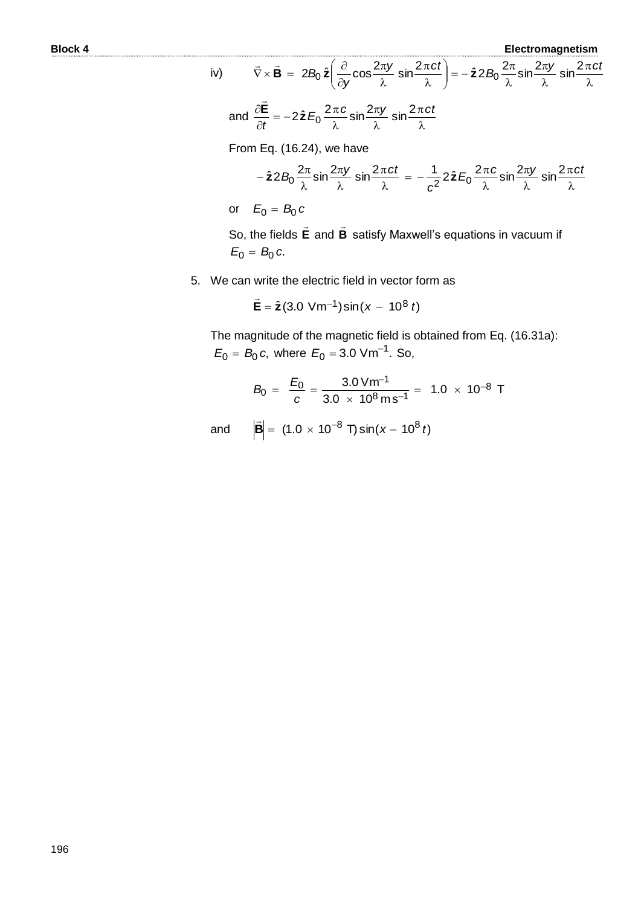iv) $$\vec{\nabla} \times \vec{\mathbf{B}} = 2B_0\,\hat{\mathbf{z}}\left(\frac{\partial}{\partial y}\cos\frac{2\pi y}{\lambda}\,\sin\frac{2\pi ct}{\lambda}\right) = -\,\hat{\mathbf{z}}\,2B_0\,\frac{2\pi}{\lambda}\sin\frac{2\pi y}{\lambda}\,\sin\frac{2\pi ct}{\lambda}$$

and $$\frac{\partial \vec{\mathbf{E}}}{\partial t} = -2\,\hat{\mathbf{z}}\,E_0\,\frac{2\pi c}{\lambda}\sin\frac{2\pi y}{\lambda}\,\sin\frac{2\pi ct}{\lambda}$$

From Eq. (16.24), we have

$$-\,\hat{\mathbf{z}}\,2B_0\,\frac{2\pi}{\lambda}\sin\frac{2\pi y}{\lambda}\,\sin\frac{2\pi ct}{\lambda} = -\frac{1}{c^2}\,2\,\hat{\mathbf{z}}\,E_0\,\frac{2\pi c}{\lambda}\sin\frac{2\pi y}{\lambda}\,\sin\frac{2\pi ct}{\lambda}$$

or $\quad E_0 = B_0\,c$

So, the fields $\vec{\mathbf{E}}$ and $\vec{\mathbf{B}}$ satisfy Maxwell's equations in vacuum if $E_0 = B_0\,c$.

5. We can write the electric field in vector form as

$$\vec{\mathbf{E}} = \hat{\mathbf{z}}\,(3.0\ \text{Vm}^{-1})\sin(x - 10^8\,t)$$

The magnitude of the magnetic field is obtained from Eq. (16.31a): $E_0 = B_0\,c$, where $E_0 = 3.0\ \text{Vm}^{-1}$. So,

$$B_0 = \frac{E_0}{c} = \frac{3.0\,\text{Vm}^{-1}}{3.0 \times 10^8\,\text{m}\,\text{s}^{-1}} = 1.0 \times 10^{-8}\ \text{T}$$

and $$\left|\vec{\mathbf{B}}\right| = (1.0 \times 10^{-8}\ \text{T})\sin(x - 10^8\,t)$$